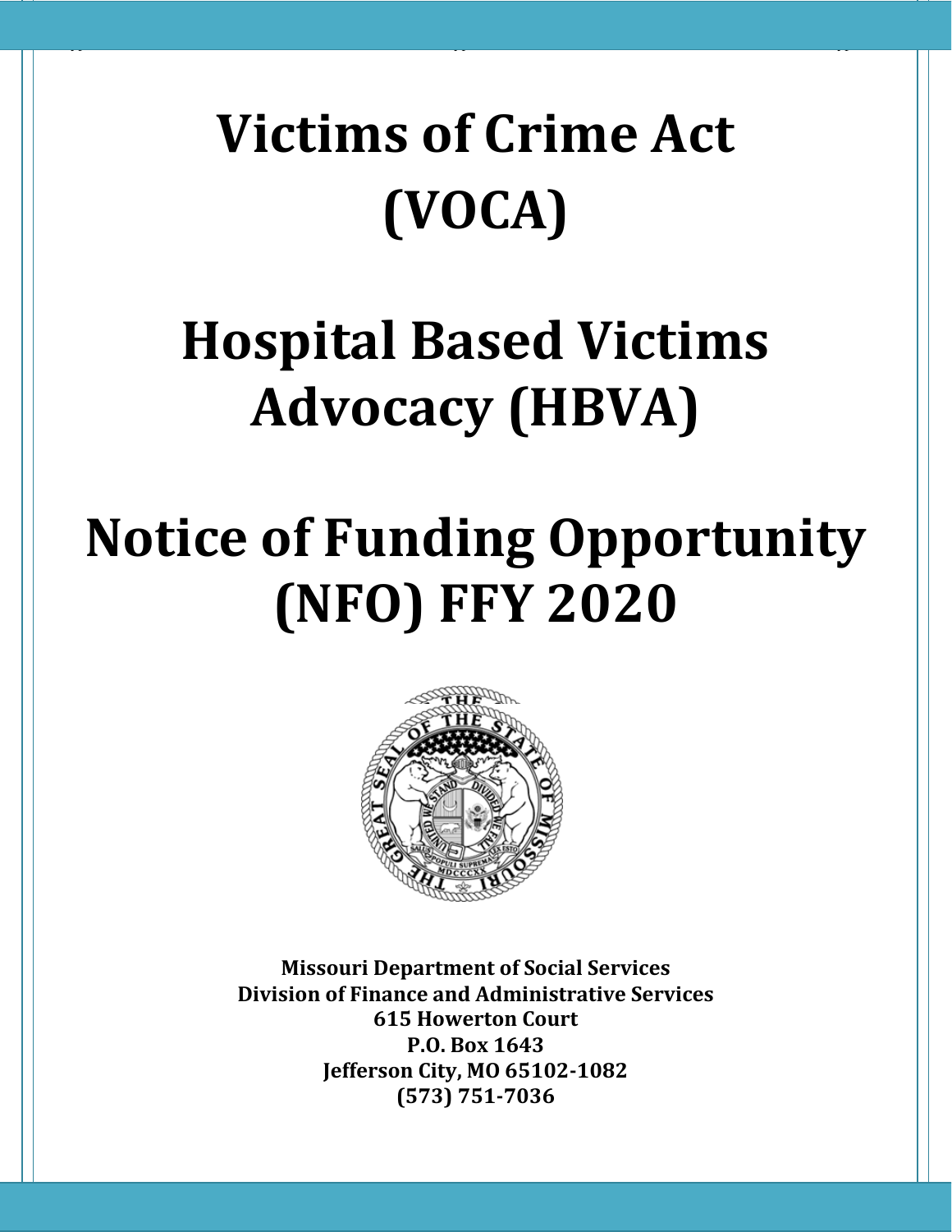# Victims of Crime Act (VOCA)

# Hospital Based Victims Advocacy (HBVA)

# Notice of Funding Opportunity (NFO) FFY 2020

**Missouri Department of Social Services**
**Division of Finance and Administrative Services**
**615 Howerton Court**
**P.O. Box 1643**
**Jefferson City, MO 65102-1082**
**(573) 751-7036**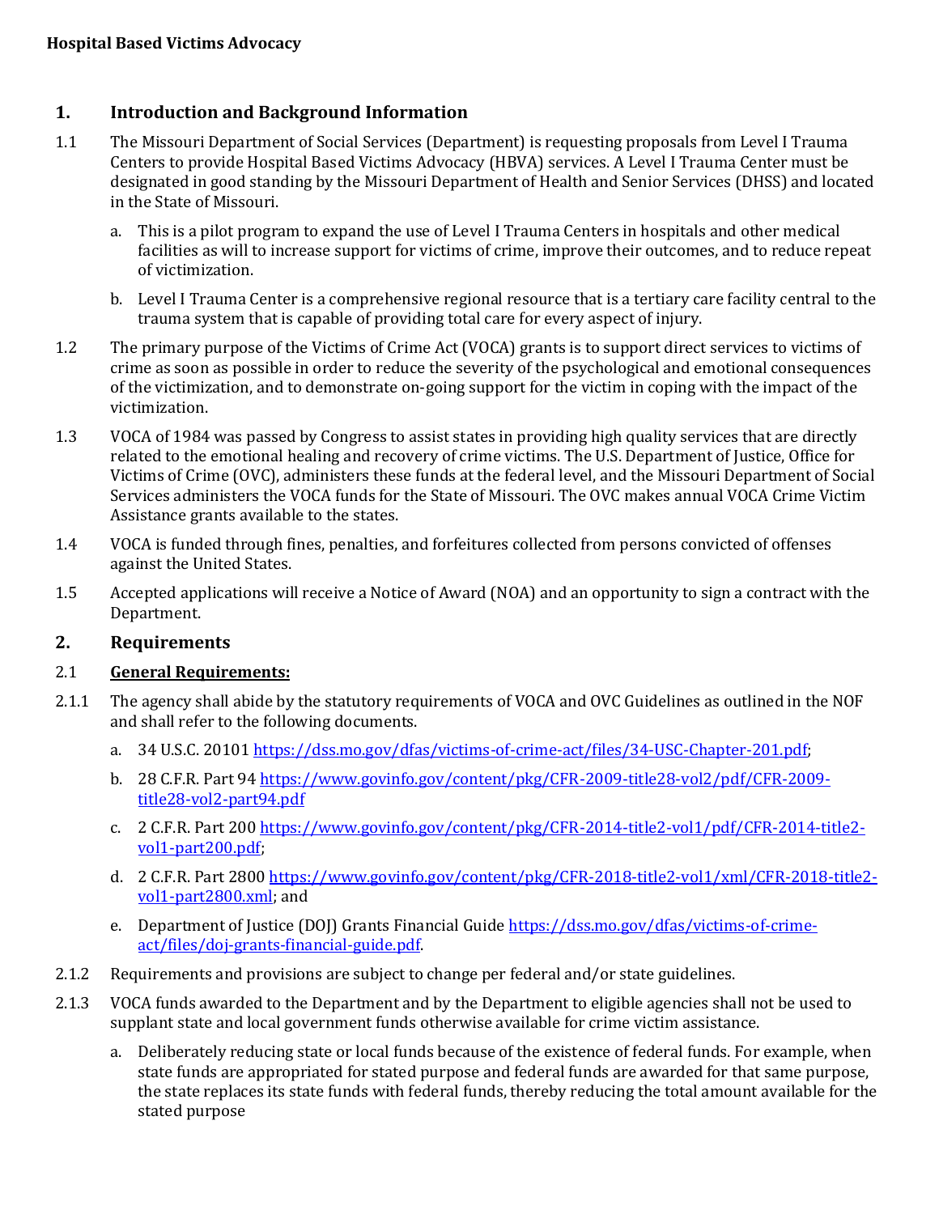# 1. Introduction and Background Information

1.1 The Missouri Department of Social Services (Department) is requesting proposals from Level I Trauma Centers to provide Hospital Based Victims Advocacy (HBVA) services. A Level I Trauma Center must be designated in good standing by the Missouri Department of Health and Senior Services (DHSS) and located in the State of Missouri.

a. This is a pilot program to expand the use of Level I Trauma Centers in hospitals and other medical facilities as will to increase support for victims of crime, improve their outcomes, and to reduce repeat of victimization.

b. Level I Trauma Center is a comprehensive regional resource that is a tertiary care facility central to the trauma system that is capable of providing total care for every aspect of injury.

1.2 The primary purpose of the Victims of Crime Act (VOCA) grants is to support direct services to victims of crime as soon as possible in order to reduce the severity of the psychological and emotional consequences of the victimization, and to demonstrate on-going support for the victim in coping with the impact of the victimization.

1.3 VOCA of 1984 was passed by Congress to assist states in providing high quality services that are directly related to the emotional healing and recovery of crime victims. The U.S. Department of Justice, Office for Victims of Crime (OVC), administers these funds at the federal level, and the Missouri Department of Social Services administers the VOCA funds for the State of Missouri. The OVC makes annual VOCA Crime Victim Assistance grants available to the states.

1.4 VOCA is funded through fines, penalties, and forfeitures collected from persons convicted of offenses against the United States.

1.5 Accepted applications will receive a Notice of Award (NOA) and an opportunity to sign a contract with the Department.

# 2. Requirements

## 2.1 General Requirements:

2.1.1 The agency shall abide by the statutory requirements of VOCA and OVC Guidelines as outlined in the NOF and shall refer to the following documents.

a. 34 U.S.C. 20101 https://dss.mo.gov/dfas/victims-of-crime-act/files/34-USC-Chapter-201.pdf;

b. 28 C.F.R. Part 94 https://www.govinfo.gov/content/pkg/CFR-2009-title28-vol2/pdf/CFR-2009-title28-vol2-part94.pdf

c. 2 C.F.R. Part 200 https://www.govinfo.gov/content/pkg/CFR-2014-title2-vol1/pdf/CFR-2014-title2-vol1-part200.pdf;

d. 2 C.F.R. Part 2800 https://www.govinfo.gov/content/pkg/CFR-2018-title2-vol1/xml/CFR-2018-title2-vol1-part2800.xml; and

e. Department of Justice (DOJ) Grants Financial Guide https://dss.mo.gov/dfas/victims-of-crime-act/files/doj-grants-financial-guide.pdf.

2.1.2 Requirements and provisions are subject to change per federal and/or state guidelines.

2.1.3 VOCA funds awarded to the Department and by the Department to eligible agencies shall not be used to supplant state and local government funds otherwise available for crime victim assistance.

a. Deliberately reducing state or local funds because of the existence of federal funds. For example, when state funds are appropriated for stated purpose and federal funds are awarded for that same purpose, the state replaces its state funds with federal funds, thereby reducing the total amount available for the stated purpose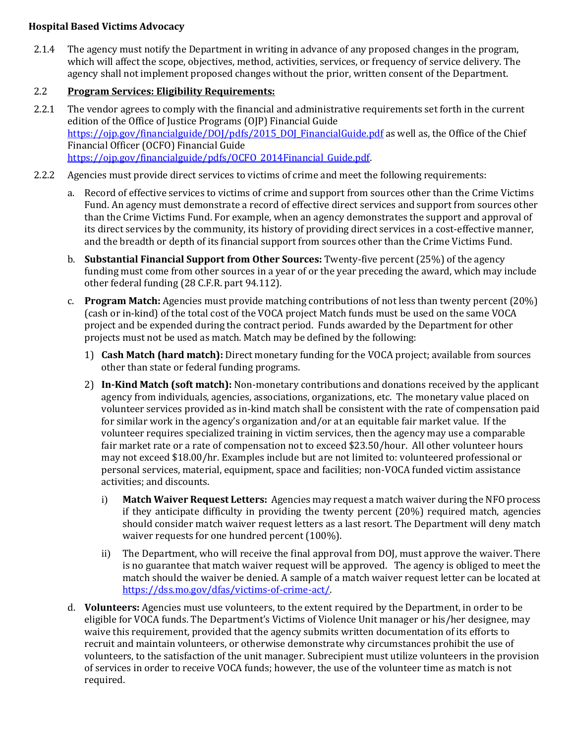**Hospital Based Victims Advocacy**

2.1.4 The agency must notify the Department in writing in advance of any proposed changes in the program, which will affect the scope, objectives, method, activities, services, or frequency of service delivery. The agency shall not implement proposed changes without the prior, written consent of the Department.

2.2 **<u>Program Services: Eligibility Requirements:</u>**

2.2.1 The vendor agrees to comply with the financial and administrative requirements set forth in the current edition of the Office of Justice Programs (OJP) Financial Guide https://ojp.gov/financialguide/DOJ/pdfs/2015_DOJ_FinancialGuide.pdf as well as, the Office of the Chief Financial Officer (OCFO) Financial Guide https://ojp.gov/financialguide/pdfs/OCFO_2014Financial_Guide.pdf.

2.2.2 Agencies must provide direct services to victims of crime and meet the following requirements:

a. Record of effective services to victims of crime and support from sources other than the Crime Victims Fund. An agency must demonstrate a record of effective direct services and support from sources other than the Crime Victims Fund. For example, when an agency demonstrates the support and approval of its direct services by the community, its history of providing direct services in a cost-effective manner, and the breadth or depth of its financial support from sources other than the Crime Victims Fund.

b. **Substantial Financial Support from Other Sources:** Twenty-five percent (25%) of the agency funding must come from other sources in a year of or the year preceding the award, which may include other federal funding (28 C.F.R. part 94.112).

c. **Program Match:** Agencies must provide matching contributions of not less than twenty percent (20%) (cash or in-kind) of the total cost of the VOCA project Match funds must be used on the same VOCA project and be expended during the contract period. Funds awarded by the Department for other projects must not be used as match. Match may be defined by the following:

   1) **Cash Match (hard match):** Direct monetary funding for the VOCA project; available from sources other than state or federal funding programs.

   2) **In-Kind Match (soft match):** Non-monetary contributions and donations received by the applicant agency from individuals, agencies, associations, organizations, etc. The monetary value placed on volunteer services provided as in-kind match shall be consistent with the rate of compensation paid for similar work in the agency's organization and/or at an equitable fair market value. If the volunteer requires specialized training in victim services, then the agency may use a comparable fair market rate or a rate of compensation not to exceed $23.50/hour. All other volunteer hours may not exceed $18.00/hr. Examples include but are not limited to: volunteered professional or personal services, material, equipment, space and facilities; non-VOCA funded victim assistance activities; and discounts.

      i) **Match Waiver Request Letters:** Agencies may request a match waiver during the NFO process if they anticipate difficulty in providing the twenty percent (20%) required match, agencies should consider match waiver request letters as a last resort. The Department will deny match waiver requests for one hundred percent (100%).

      ii) The Department, who will receive the final approval from DOJ, must approve the waiver. There is no guarantee that match waiver request will be approved. The agency is obliged to meet the match should the waiver be denied. A sample of a match waiver request letter can be located at https://dss.mo.gov/dfas/victims-of-crime-act/.

d. **Volunteers:** Agencies must use volunteers, to the extent required by the Department, in order to be eligible for VOCA funds. The Department's Victims of Violence Unit manager or his/her designee, may waive this requirement, provided that the agency submits written documentation of its efforts to recruit and maintain volunteers, or otherwise demonstrate why circumstances prohibit the use of volunteers, to the satisfaction of the unit manager. Subrecipient must utilize volunteers in the provision of services in order to receive VOCA funds; however, the use of the volunteer time as match is not required.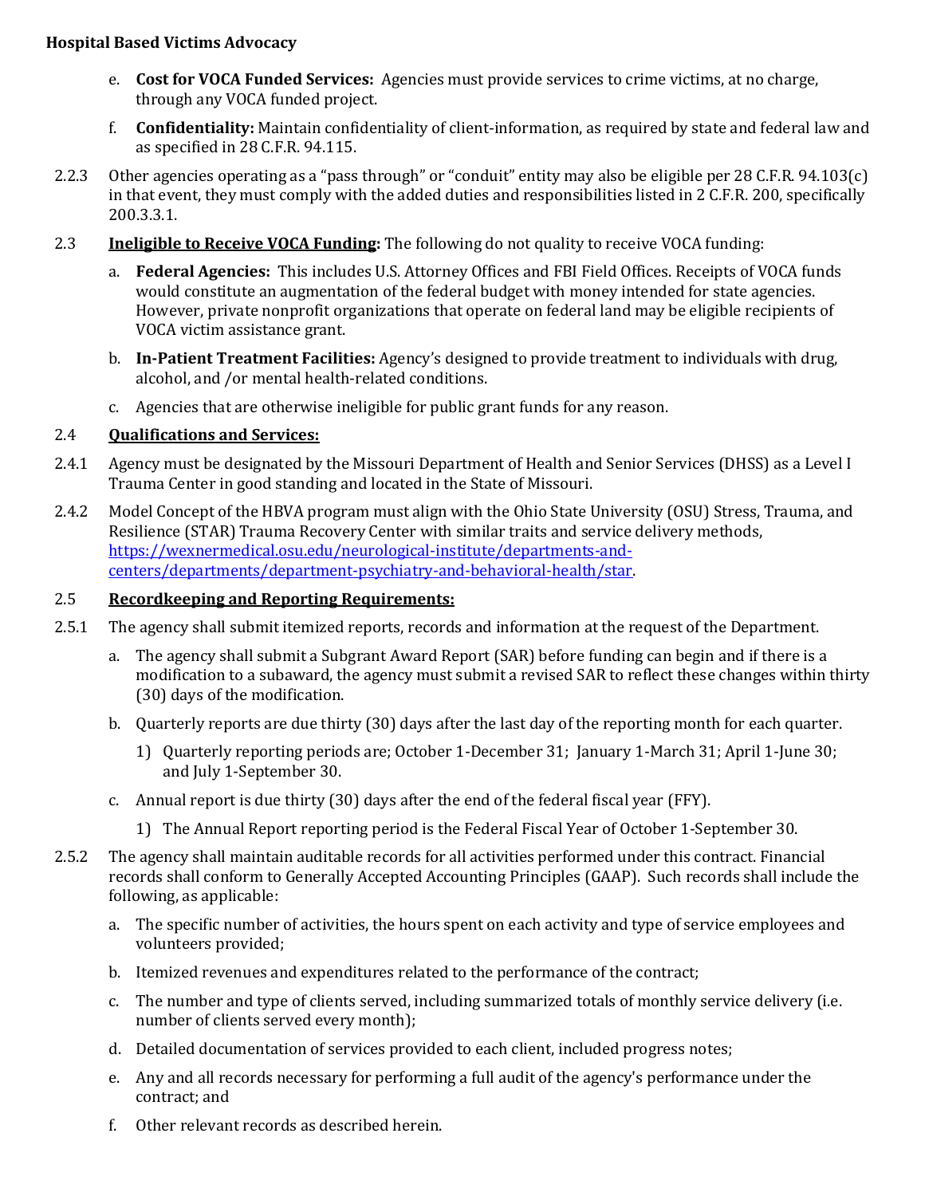e. **Cost for VOCA Funded Services:** Agencies must provide services to crime victims, at no charge, through any VOCA funded project.

f. **Confidentiality:** Maintain confidentiality of client-information, as required by state and federal law and as specified in 28 C.F.R. 94.115.

2.2.3 Other agencies operating as a "pass through" or "conduit" entity may also be eligible per 28 C.F.R. 94.103(c) in that event, they must comply with the added duties and responsibilities listed in 2 C.F.R. 200, specifically 200.3.3.1.

2.3 **<u>Ineligible to Receive VOCA Funding</u>:** The following do not quality to receive VOCA funding:

a. **Federal Agencies:** This includes U.S. Attorney Offices and FBI Field Offices. Receipts of VOCA funds would constitute an augmentation of the federal budget with money intended for state agencies. However, private nonprofit organizations that operate on federal land may be eligible recipients of VOCA victim assistance grant.

b. **In-Patient Treatment Facilities:** Agency's designed to provide treatment to individuals with drug, alcohol, and /or mental health-related conditions.

c. Agencies that are otherwise ineligible for public grant funds for any reason.

2.4 **<u>Qualifications and Services:</u>**

2.4.1 Agency must be designated by the Missouri Department of Health and Senior Services (DHSS) as a Level I Trauma Center in good standing and located in the State of Missouri.

2.4.2 Model Concept of the HBVA program must align with the Ohio State University (OSU) Stress, Trauma, and Resilience (STAR) Trauma Recovery Center with similar traits and service delivery methods, https://wexnermedical.osu.edu/neurological-institute/departments-and-centers/departments/department-psychiatry-and-behavioral-health/star.

2.5 **<u>Recordkeeping and Reporting Requirements:</u>**

2.5.1 The agency shall submit itemized reports, records and information at the request of the Department.

a. The agency shall submit a Subgrant Award Report (SAR) before funding can begin and if there is a modification to a subaward, the agency must submit a revised SAR to reflect these changes within thirty (30) days of the modification.

b. Quarterly reports are due thirty (30) days after the last day of the reporting month for each quarter.

   1) Quarterly reporting periods are; October 1-December 31; January 1-March 31; April 1-June 30; and July 1-September 30.

c. Annual report is due thirty (30) days after the end of the federal fiscal year (FFY).

   1) The Annual Report reporting period is the Federal Fiscal Year of October 1-September 30.

2.5.2 The agency shall maintain auditable records for all activities performed under this contract. Financial records shall conform to Generally Accepted Accounting Principles (GAAP). Such records shall include the following, as applicable:

a. The specific number of activities, the hours spent on each activity and type of service employees and volunteers provided;

b. Itemized revenues and expenditures related to the performance of the contract;

c. The number and type of clients served, including summarized totals of monthly service delivery (i.e. number of clients served every month);

d. Detailed documentation of services provided to each client, included progress notes;

e. Any and all records necessary for performing a full audit of the agency's performance under the contract; and

f. Other relevant records as described herein.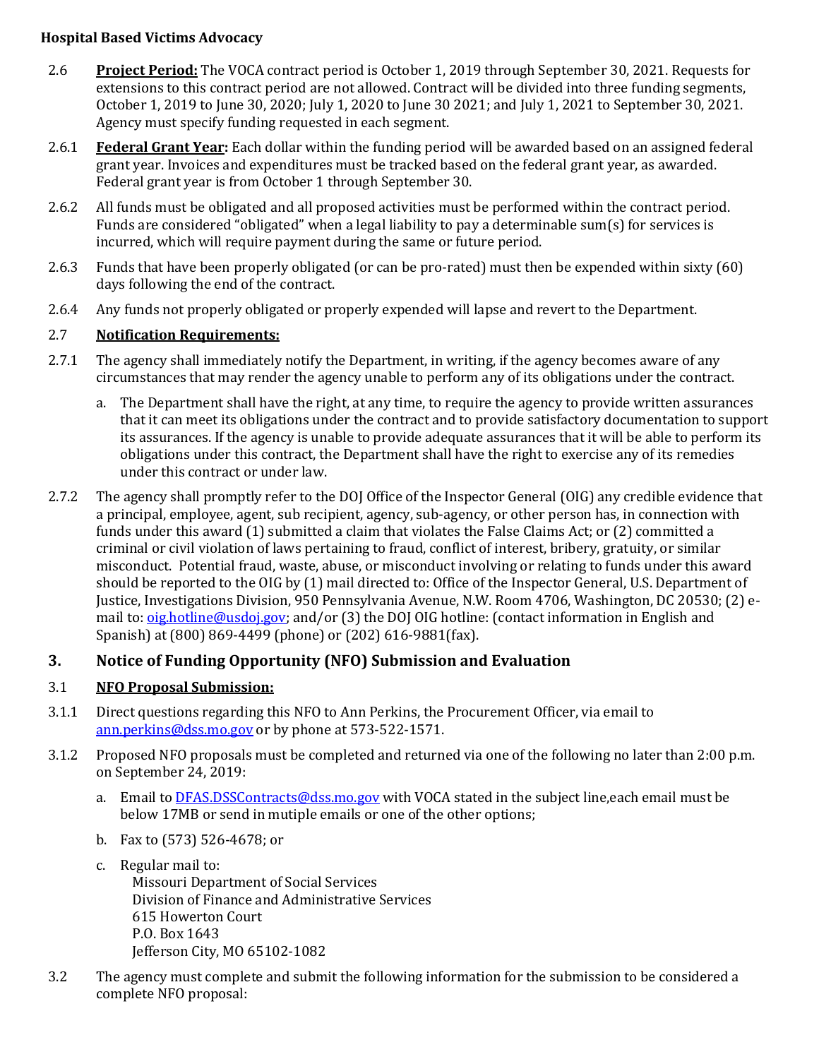**Hospital Based Victims Advocacy**

2.6 **Project Period:** The VOCA contract period is October 1, 2019 through September 30, 2021. Requests for extensions to this contract period are not allowed. Contract will be divided into three funding segments, October 1, 2019 to June 30, 2020; July 1, 2020 to June 30 2021; and July 1, 2021 to September 30, 2021. Agency must specify funding requested in each segment.

2.6.1 **Federal Grant Year:** Each dollar within the funding period will be awarded based on an assigned federal grant year. Invoices and expenditures must be tracked based on the federal grant year, as awarded. Federal grant year is from October 1 through September 30.

2.6.2 All funds must be obligated and all proposed activities must be performed within the contract period. Funds are considered "obligated" when a legal liability to pay a determinable sum(s) for services is incurred, which will require payment during the same or future period.

2.6.3 Funds that have been properly obligated (or can be pro-rated) must then be expended within sixty (60) days following the end of the contract.

2.6.4 Any funds not properly obligated or properly expended will lapse and revert to the Department.

2.7 **Notification Requirements:**

2.7.1 The agency shall immediately notify the Department, in writing, if the agency becomes aware of any circumstances that may render the agency unable to perform any of its obligations under the contract.

a. The Department shall have the right, at any time, to require the agency to provide written assurances that it can meet its obligations under the contract and to provide satisfactory documentation to support its assurances. If the agency is unable to provide adequate assurances that it will be able to perform its obligations under this contract, the Department shall have the right to exercise any of its remedies under this contract or under law.

2.7.2 The agency shall promptly refer to the DOJ Office of the Inspector General (OIG) any credible evidence that a principal, employee, agent, sub recipient, agency, sub-agency, or other person has, in connection with funds under this award (1) submitted a claim that violates the False Claims Act; or (2) committed a criminal or civil violation of laws pertaining to fraud, conflict of interest, bribery, gratuity, or similar misconduct. Potential fraud, waste, abuse, or misconduct involving or relating to funds under this award should be reported to the OIG by (1) mail directed to: Office of the Inspector General, U.S. Department of Justice, Investigations Division, 950 Pennsylvania Avenue, N.W. Room 4706, Washington, DC 20530; (2) e-mail to: oig.hotline@usdoj.gov; and/or (3) the DOJ OIG hotline: (contact information in English and Spanish) at (800) 869-4499 (phone) or (202) 616-9881(fax).

## 3. Notice of Funding Opportunity (NFO) Submission and Evaluation

3.1 **NFO Proposal Submission:**

3.1.1 Direct questions regarding this NFO to Ann Perkins, the Procurement Officer, via email to ann.perkins@dss.mo.gov or by phone at 573-522-1571.

3.1.2 Proposed NFO proposals must be completed and returned via one of the following no later than 2:00 p.m. on September 24, 2019:

a. Email to DFAS.DSSContracts@dss.mo.gov with VOCA stated in the subject line,each email must be below 17MB or send in mutiple emails or one of the other options;

b. Fax to (573) 526-4678; or

c. Regular mail to:
Missouri Department of Social Services
Division of Finance and Administrative Services
615 Howerton Court
P.O. Box 1643
Jefferson City, MO 65102-1082

3.2 The agency must complete and submit the following information for the submission to be considered a complete NFO proposal: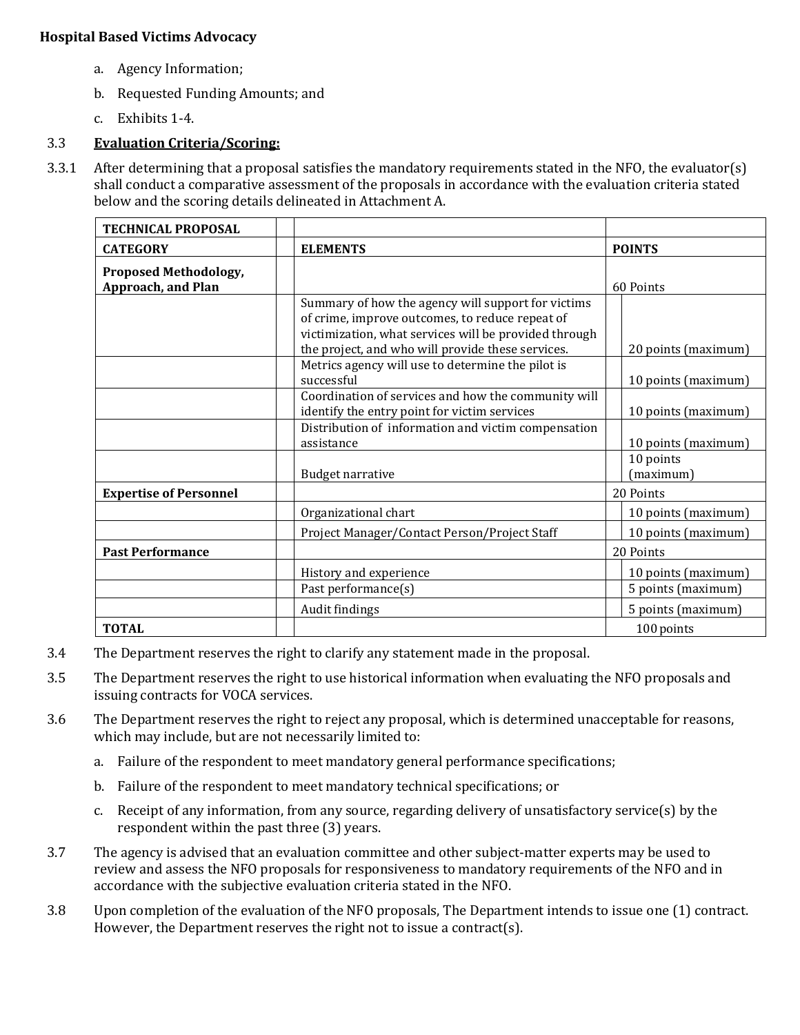**Hospital Based Victims Advocacy**

a. Agency Information;

b. Requested Funding Amounts; and

c. Exhibits 1-4.

3.3 **Evaluation Criteria/Scoring:**

3.3.1 After determining that a proposal satisfies the mandatory requirements stated in the NFO, the evaluator(s) shall conduct a comparative assessment of the proposals in accordance with the evaluation criteria stated below and the scoring details delineated in Attachment A.

| TECHNICAL PROPOSAL | | | |
|---|---|---|---|
| **CATEGORY** | | **ELEMENTS** | **POINTS** |
| **Proposed Methodology, Approach, and Plan** | | | 60 Points |
| | | Summary of how the agency will support for victims of crime, improve outcomes, to reduce repeat of victimization, what services will be provided through the project, and who will provide these services. | 20 points (maximum) |
| | | Metrics agency will use to determine the pilot is successful | 10 points (maximum) |
| | | Coordination of services and how the community will identify the entry point for victim services | 10 points (maximum) |
| | | Distribution of information and victim compensation assistance | 10 points (maximum) |
| | | Budget narrative | 10 points (maximum) |
| **Expertise of Personnel** | | | 20 Points |
| | | Organizational chart | 10 points (maximum) |
| | | Project Manager/Contact Person/Project Staff | 10 points (maximum) |
| **Past Performance** | | | 20 Points |
| | | History and experience | 10 points (maximum) |
| | | Past performance(s) | 5 points (maximum) |
| | | Audit findings | 5 points (maximum) |
| **TOTAL** | | | 100 points |

3.4 The Department reserves the right to clarify any statement made in the proposal.

3.5 The Department reserves the right to use historical information when evaluating the NFO proposals and issuing contracts for VOCA services.

3.6 The Department reserves the right to reject any proposal, which is determined unacceptable for reasons, which may include, but are not necessarily limited to:

a. Failure of the respondent to meet mandatory general performance specifications;

b. Failure of the respondent to meet mandatory technical specifications; or

c. Receipt of any information, from any source, regarding delivery of unsatisfactory service(s) by the respondent within the past three (3) years.

3.7 The agency is advised that an evaluation committee and other subject-matter experts may be used to review and assess the NFO proposals for responsiveness to mandatory requirements of the NFO and in accordance with the subjective evaluation criteria stated in the NFO.

3.8 Upon completion of the evaluation of the NFO proposals, The Department intends to issue one (1) contract. However, the Department reserves the right not to issue a contract(s).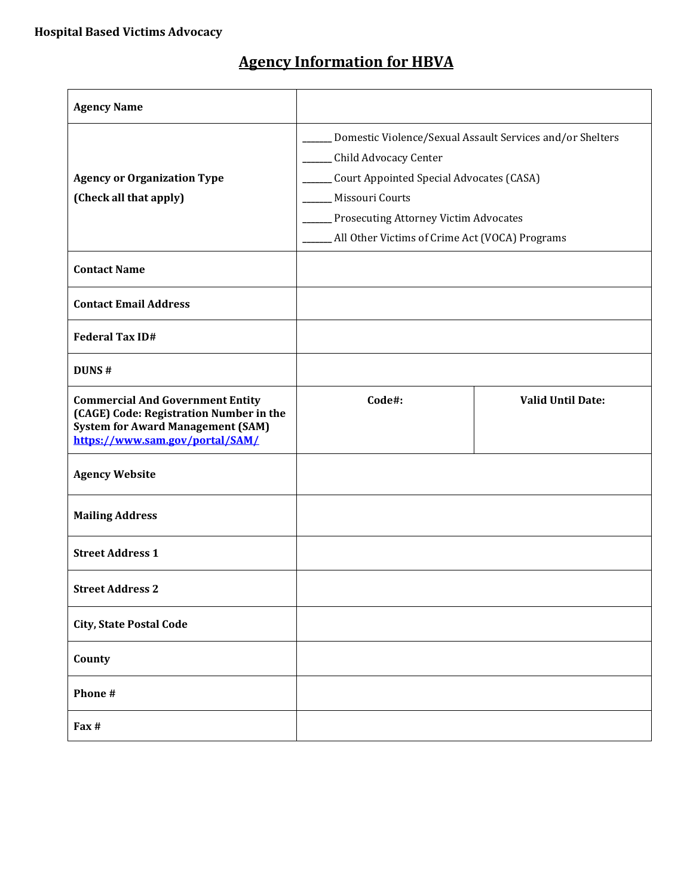**Hospital Based Victims Advocacy**

# Agency Information for HBVA

| | | |
|---|---|---|
| **Agency Name** | | |
| **Agency or Organization Type (Check all that apply)** | ______ Domestic Violence/Sexual Assault Services and/or Shelters<br>______ Child Advocacy Center<br>______ Court Appointed Special Advocates (CASA)<br>______ Missouri Courts<br>______ Prosecuting Attorney Victim Advocates<br>______ All Other Victims of Crime Act (VOCA) Programs | |
| **Contact Name** | | |
| **Contact Email Address** | | |
| **Federal Tax ID#** | | |
| **DUNS #** | | |
| **Commercial And Government Entity (CAGE) Code: Registration Number in the System for Award Management (SAM)** [https://www.sam.gov/portal/SAM/](https://www.sam.gov/portal/SAM/) | **Code#:** | **Valid Until Date:** |
| **Agency Website** | | |
| **Mailing Address** | | |
| **Street Address 1** | | |
| **Street Address 2** | | |
| **City, State Postal Code** | | |
| **County** | | |
| **Phone #** | | |
| **Fax #** | | |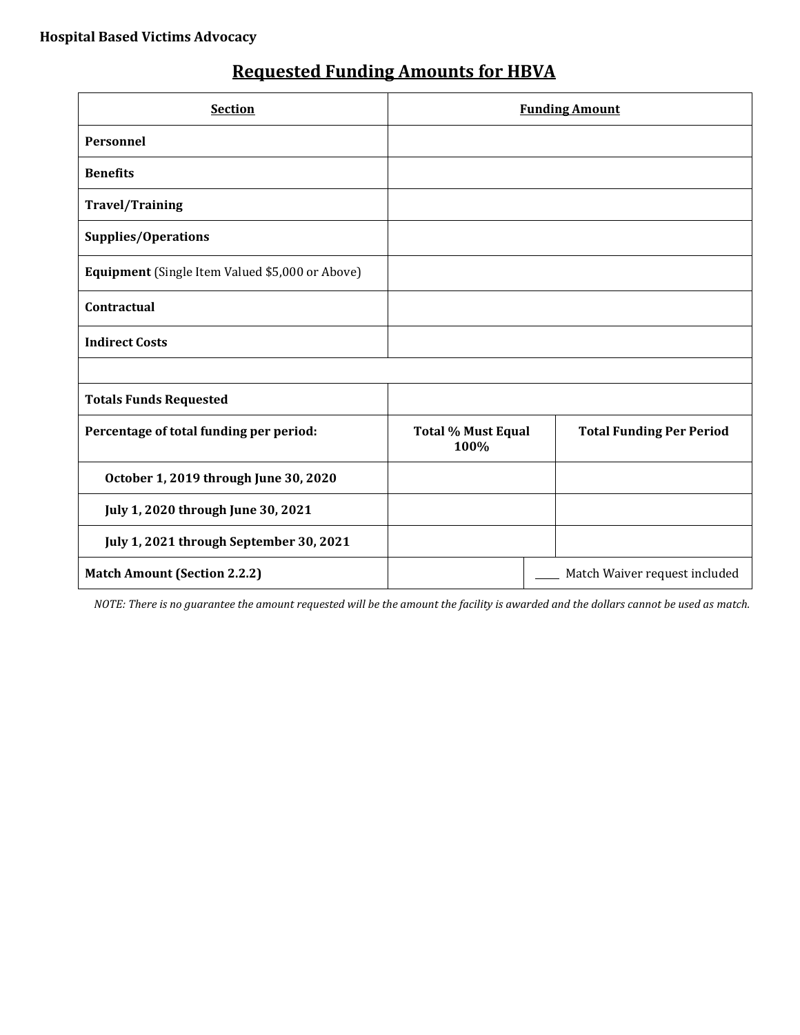**Hospital Based Victims Advocacy**

# Requested Funding Amounts for HBVA

| **Section** | **Funding Amount** | |
|---|---|---|
| **Personnel** | | |
| **Benefits** | | |
| **Travel/Training** | | |
| **Supplies/Operations** | | |
| **Equipment** (Single Item Valued $5,000 or Above) | | |
| **Contractual** | | |
| **Indirect Costs** | | |
| | | |
| **Totals Funds Requested** | | |
| **Percentage of total funding per period:** | **Total % Must Equal 100%** | **Total Funding Per Period** |
| **October 1, 2019 through June 30, 2020** | | |
| **July 1, 2020 through June 30, 2021** | | |
| **July 1, 2021 through September 30, 2021** | | |
| **Match Amount (Section 2.2.2)** | | ____ Match Waiver request included |

*NOTE: There is no guarantee the amount requested will be the amount the facility is awarded and the dollars cannot be used as match.*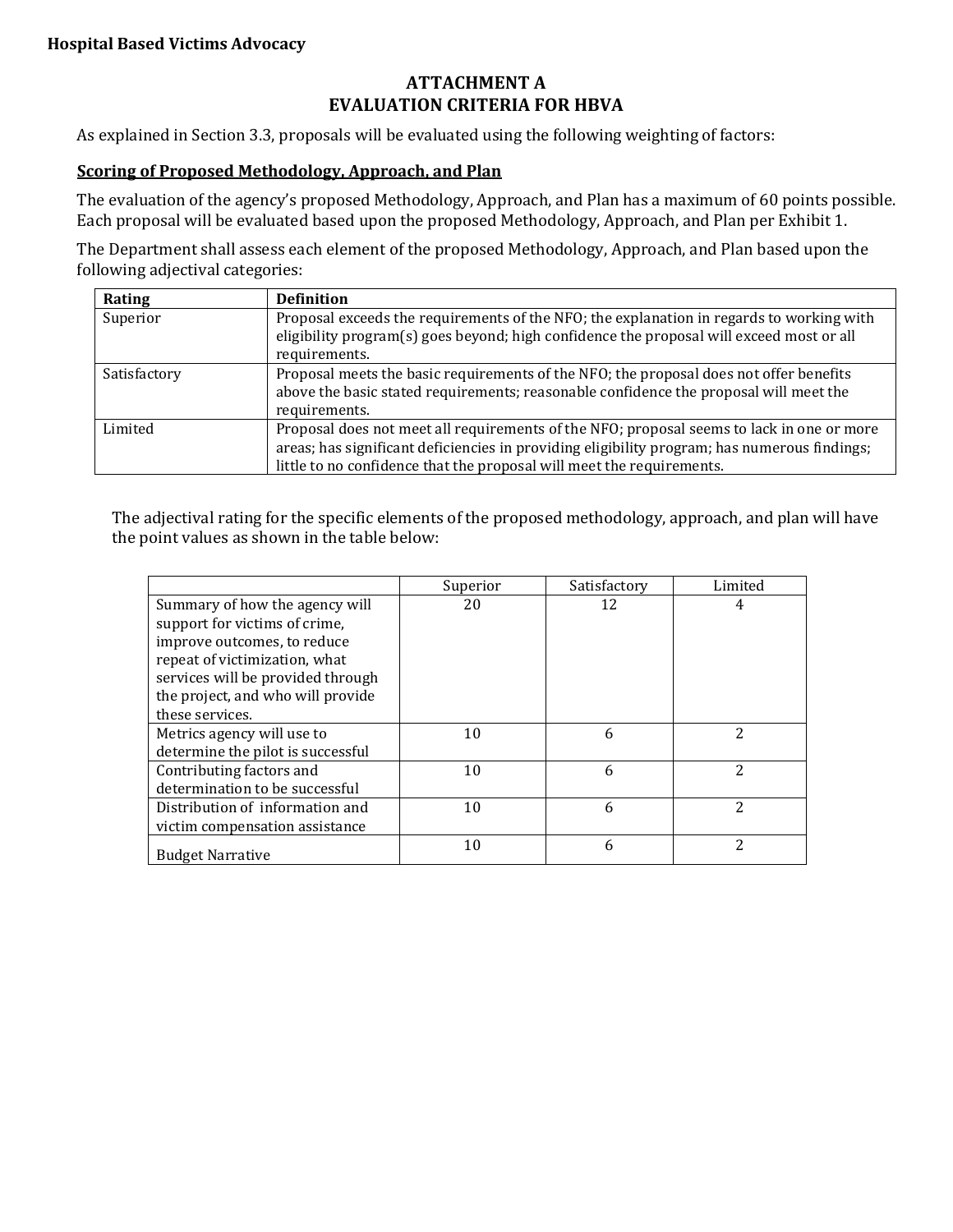**Hospital Based Victims Advocacy**

## ATTACHMENT A
## EVALUATION CRITERIA FOR HBVA

As explained in Section 3.3, proposals will be evaluated using the following weighting of factors:

### Scoring of Proposed Methodology, Approach, and Plan

The evaluation of the agency's proposed Methodology, Approach, and Plan has a maximum of 60 points possible. Each proposal will be evaluated based upon the proposed Methodology, Approach, and Plan per Exhibit 1.

The Department shall assess each element of the proposed Methodology, Approach, and Plan based upon the following adjectival categories:

| Rating | Definition |
|---|---|
| Superior | Proposal exceeds the requirements of the NFO; the explanation in regards to working with eligibility program(s) goes beyond; high confidence the proposal will exceed most or all requirements. |
| Satisfactory | Proposal meets the basic requirements of the NFO; the proposal does not offer benefits above the basic stated requirements; reasonable confidence the proposal will meet the requirements. |
| Limited | Proposal does not meet all requirements of the NFO; proposal seems to lack in one or more areas; has significant deficiencies in providing eligibility program; has numerous findings; little to no confidence that the proposal will meet the requirements. |

The adjectival rating for the specific elements of the proposed methodology, approach, and plan will have the point values as shown in the table below:

| | Superior | Satisfactory | Limited |
|---|---|---|---|
| Summary of how the agency will support for victims of crime, improve outcomes, to reduce repeat of victimization, what services will be provided through the project, and who will provide these services. | 20 | 12 | 4 |
| Metrics agency will use to determine the pilot is successful | 10 | 6 | 2 |
| Contributing factors and determination to be successful | 10 | 6 | 2 |
| Distribution of information and victim compensation assistance | 10 | 6 | 2 |
| Budget Narrative | 10 | 6 | 2 |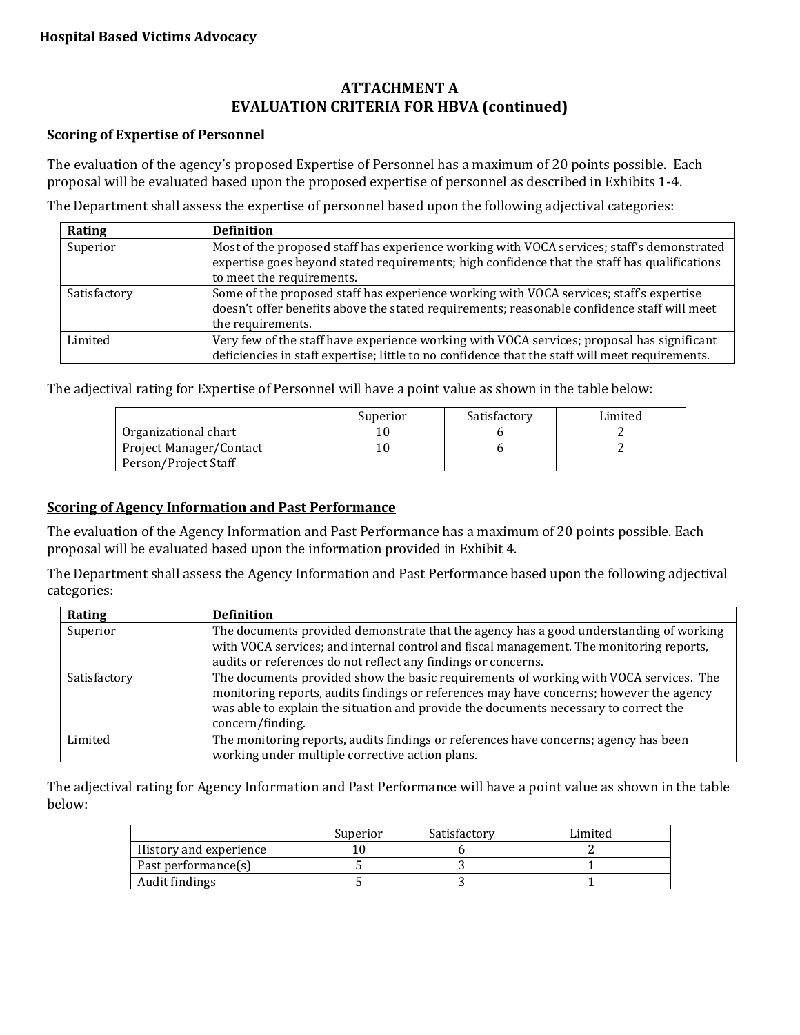## ATTACHMENT A
## EVALUATION CRITERIA FOR HBVA (continued)

### Scoring of Expertise of Personnel

The evaluation of the agency's proposed Expertise of Personnel has a maximum of 20 points possible. Each proposal will be evaluated based upon the proposed expertise of personnel as described in Exhibits 1-4.

The Department shall assess the expertise of personnel based upon the following adjectival categories:

| Rating | Definition |
|---|---|
| Superior | Most of the proposed staff has experience working with VOCA services; staff's demonstrated expertise goes beyond stated requirements; high confidence that the staff has qualifications to meet the requirements. |
| Satisfactory | Some of the proposed staff has experience working with VOCA services; staff's expertise doesn't offer benefits above the stated requirements; reasonable confidence staff will meet the requirements. |
| Limited | Very few of the staff have experience working with VOCA services; proposal has significant deficiencies in staff expertise; little to no confidence that the staff will meet requirements. |

The adjectival rating for Expertise of Personnel will have a point value as shown in the table below:

| | Superior | Satisfactory | Limited |
|---|---|---|---|
| Organizational chart | 10 | 6 | 2 |
| Project Manager/Contact Person/Project Staff | 10 | 6 | 2 |

### Scoring of Agency Information and Past Performance

The evaluation of the Agency Information and Past Performance has a maximum of 20 points possible. Each proposal will be evaluated based upon the information provided in Exhibit 4.

The Department shall assess the Agency Information and Past Performance based upon the following adjectival categories:

| Rating | Definition |
|---|---|
| Superior | The documents provided demonstrate that the agency has a good understanding of working with VOCA services; and internal control and fiscal management. The monitoring reports, audits or references do not reflect any findings or concerns. |
| Satisfactory | The documents provided show the basic requirements of working with VOCA services. The monitoring reports, audits findings or references may have concerns; however the agency was able to explain the situation and provide the documents necessary to correct the concern/finding. |
| Limited | The monitoring reports, audits findings or references have concerns; agency has been working under multiple corrective action plans. |

The adjectival rating for Agency Information and Past Performance will have a point value as shown in the table below:

| | Superior | Satisfactory | Limited |
|---|---|---|---|
| History and experience | 10 | 6 | 2 |
| Past performance(s) | 5 | 3 | 1 |
| Audit findings | 5 | 3 | 1 |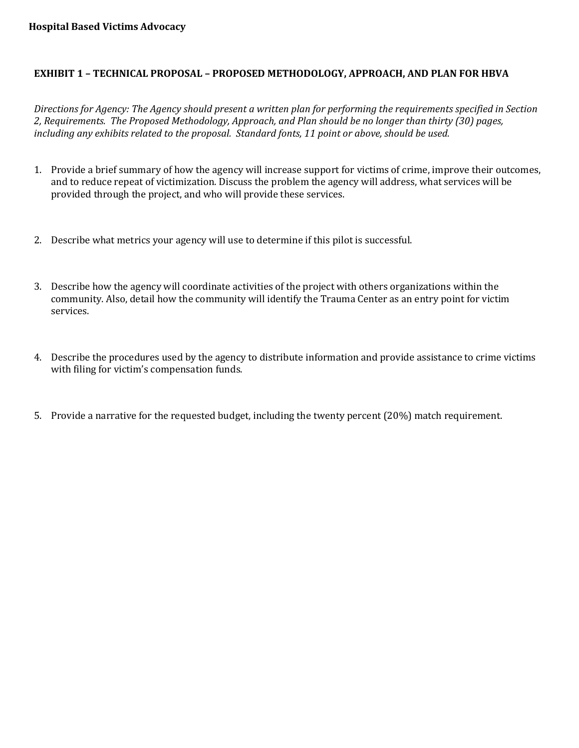**Hospital Based Victims Advocacy**

## EXHIBIT 1 – TECHNICAL PROPOSAL – PROPOSED METHODOLOGY, APPROACH, AND PLAN FOR HBVA

*Directions for Agency: The Agency should present a written plan for performing the requirements specified in Section 2, Requirements. The Proposed Methodology, Approach, and Plan should be no longer than thirty (30) pages, including any exhibits related to the proposal. Standard fonts, 11 point or above, should be used.*

1. Provide a brief summary of how the agency will increase support for victims of crime, improve their outcomes, and to reduce repeat of victimization. Discuss the problem the agency will address, what services will be provided through the project, and who will provide these services.

2. Describe what metrics your agency will use to determine if this pilot is successful.

3. Describe how the agency will coordinate activities of the project with others organizations within the community. Also, detail how the community will identify the Trauma Center as an entry point for victim services.

4. Describe the procedures used by the agency to distribute information and provide assistance to crime victims with filing for victim's compensation funds.

5. Provide a narrative for the requested budget, including the twenty percent (20%) match requirement.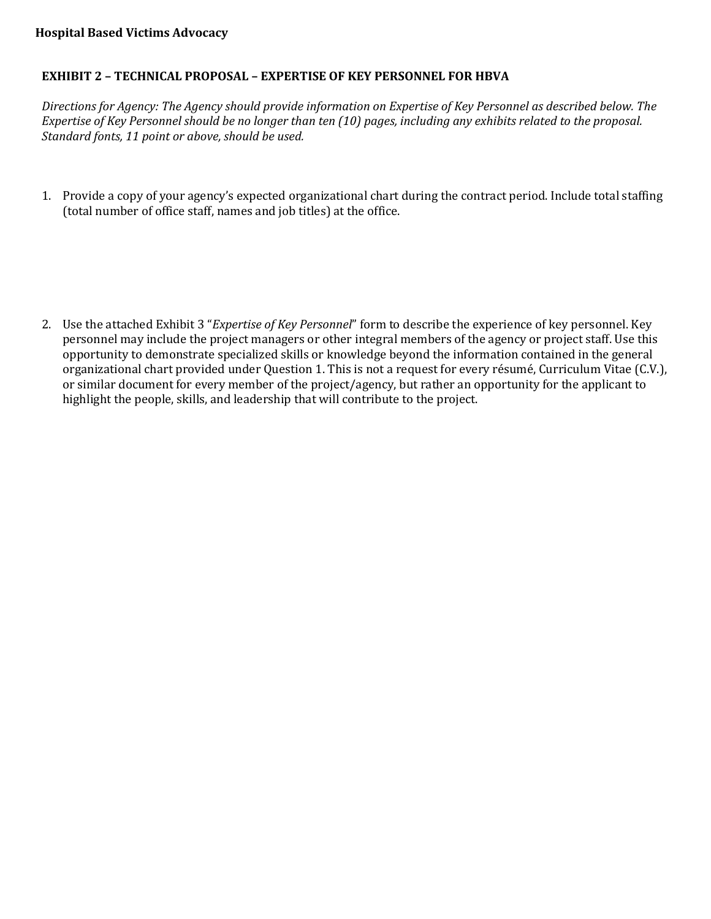**Hospital Based Victims Advocacy**

## EXHIBIT 2 – TECHNICAL PROPOSAL – EXPERTISE OF KEY PERSONNEL FOR HBVA

*Directions for Agency: The Agency should provide information on Expertise of Key Personnel as described below. The Expertise of Key Personnel should be no longer than ten (10) pages, including any exhibits related to the proposal. Standard fonts, 11 point or above, should be used.*

1. Provide a copy of your agency's expected organizational chart during the contract period. Include total staffing (total number of office staff, names and job titles) at the office.

2. Use the attached Exhibit 3 "*Expertise of Key Personnel*" form to describe the experience of key personnel. Key personnel may include the project managers or other integral members of the agency or project staff. Use this opportunity to demonstrate specialized skills or knowledge beyond the information contained in the general organizational chart provided under Question 1. This is not a request for every résumé, Curriculum Vitae (C.V.), or similar document for every member of the project/agency, but rather an opportunity for the applicant to highlight the people, skills, and leadership that will contribute to the project.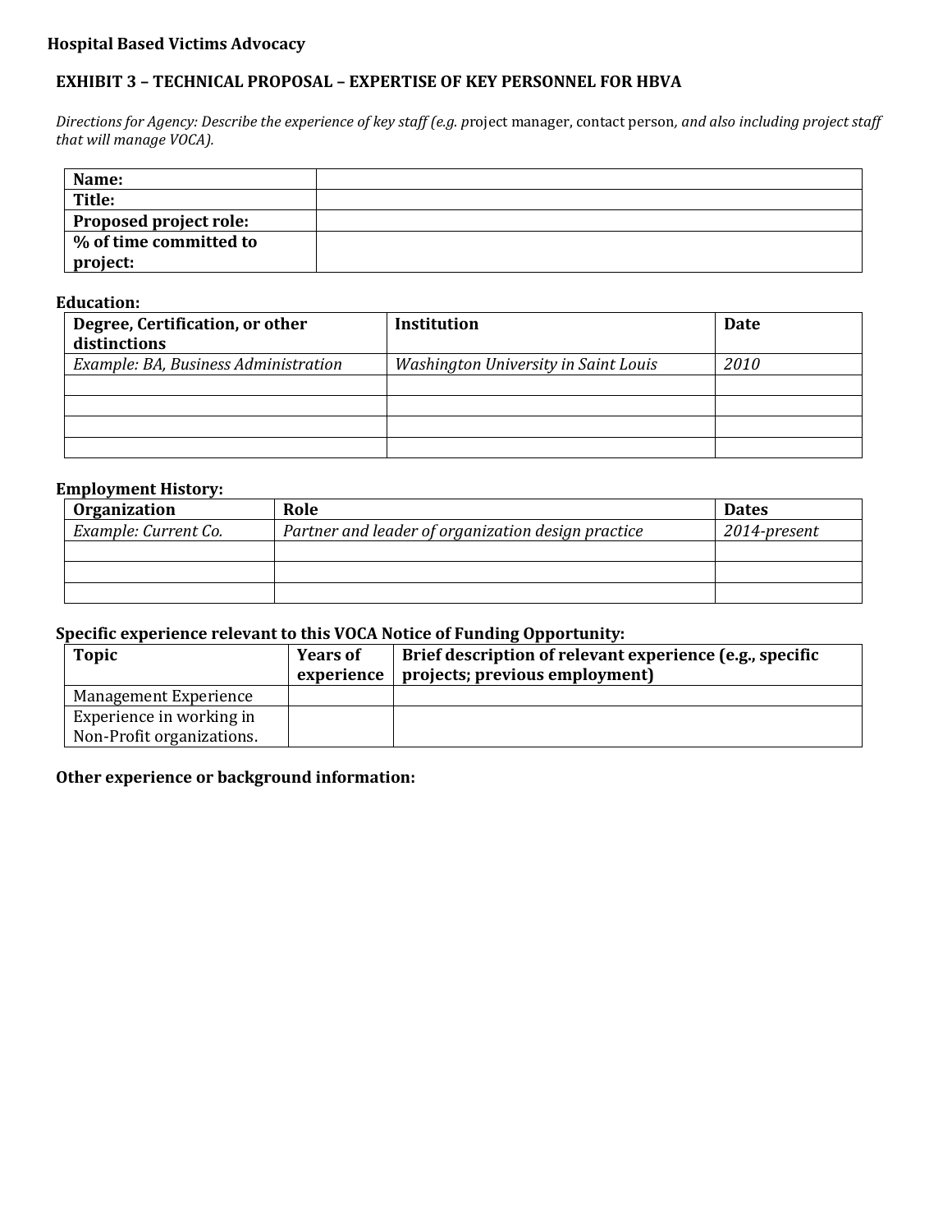**Hospital Based Victims Advocacy**

## EXHIBIT 3 – TECHNICAL PROPOSAL – EXPERTISE OF KEY PERSONNEL FOR HBVA

*Directions for Agency: Describe the experience of key staff (e.g.* project manager, contact person*, and also including project staff that will manage VOCA).*

| | |
|---|---|
| **Name:** | |
| **Title:** | |
| **Proposed project role:** | |
| **% of time committed to project:** | |

**Education:**

| Degree, Certification, or other distinctions | Institution | Date |
|---|---|---|
| *Example: BA, Business Administration* | *Washington University in Saint Louis* | *2010* |
| | | |
| | | |
| | | |
| | | |

**Employment History:**

| Organization | Role | Dates |
|---|---|---|
| *Example: Current Co.* | *Partner and leader of organization design practice* | *2014-present* |
| | | |
| | | |
| | | |

**Specific experience relevant to this VOCA Notice of Funding Opportunity:**

| Topic | Years of experience | Brief description of relevant experience (e.g., specific projects; previous employment) |
|---|---|---|
| Management Experience | | |
| Experience in working in Non-Profit organizations. | | |

**Other experience or background information:**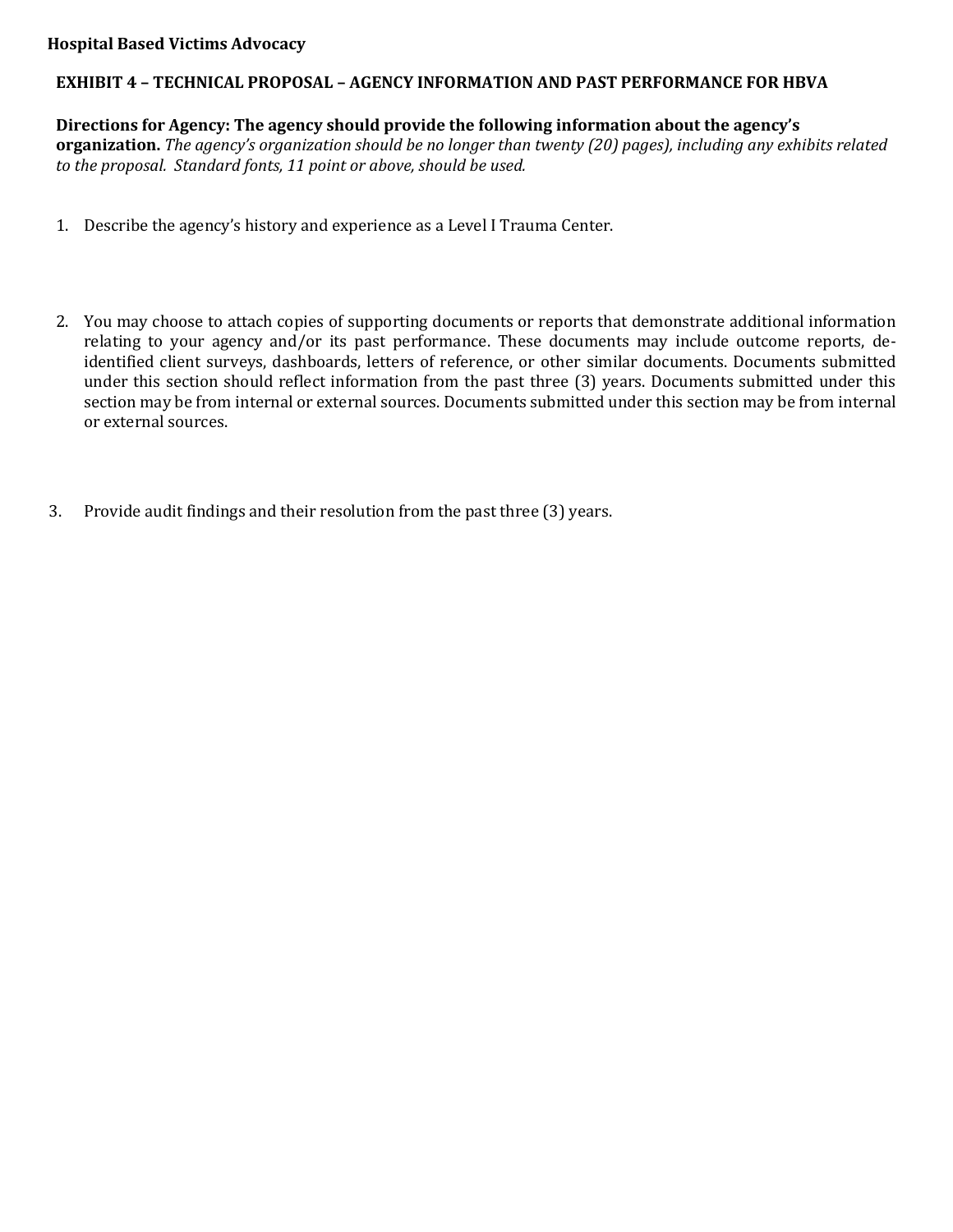**Hospital Based Victims Advocacy**

**EXHIBIT 4 – TECHNICAL PROPOSAL – AGENCY INFORMATION AND PAST PERFORMANCE FOR HBVA**

**Directions for Agency: The agency should provide the following information about the agency's organization.** *The agency's organization should be no longer than twenty (20) pages), including any exhibits related to the proposal. Standard fonts, 11 point or above, should be used.*

1. Describe the agency's history and experience as a Level I Trauma Center.

2. You may choose to attach copies of supporting documents or reports that demonstrate additional information relating to your agency and/or its past performance. These documents may include outcome reports, de-identified client surveys, dashboards, letters of reference, or other similar documents. Documents submitted under this section should reflect information from the past three (3) years. Documents submitted under this section may be from internal or external sources. Documents submitted under this section may be from internal or external sources.

3. Provide audit findings and their resolution from the past three (3) years.